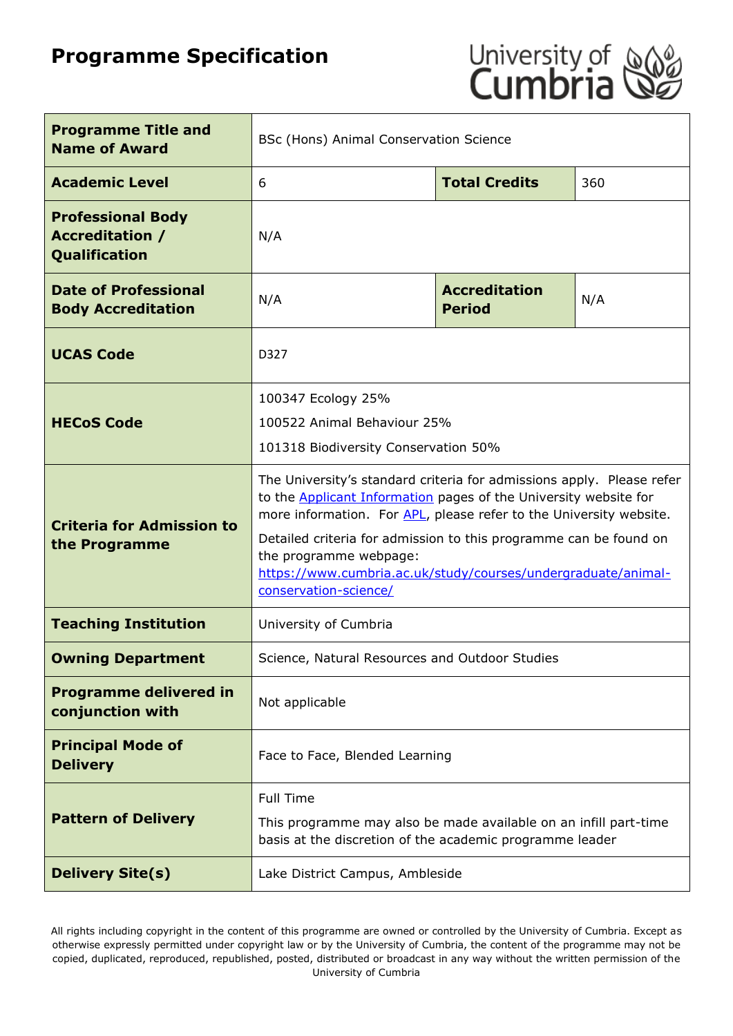# Programme Specification

| Programme Title and Name of Award | BSc (Hons) Animal Conservation Science | | |
|---|---|---|---|
| **Academic Level** | 6 | **Total Credits** | 360 |
| **Professional Body Accreditation / Qualification** | N/A | | |
| **Date of Professional Body Accreditation** | N/A | **Accreditation Period** | N/A |
| **UCAS Code** | D327 | | |
| **HECoS Code** | 100347 Ecology 25%<br>100522 Animal Behaviour 25%<br>101318 Biodiversity Conservation 50% | | |
| **Criteria for Admission to the Programme** | The University's standard criteria for admissions apply. Please refer to the Applicant Information pages of the University website for more information. For APL, please refer to the University website.<br>Detailed criteria for admission to this programme can be found on the programme webpage: https://www.cumbria.ac.uk/study/courses/undergraduate/animal-conservation-science/ | | |
| **Teaching Institution** | University of Cumbria | | |
| **Owning Department** | Science, Natural Resources and Outdoor Studies | | |
| **Programme delivered in conjunction with** | Not applicable | | |
| **Principal Mode of Delivery** | Face to Face, Blended Learning | | |
| **Pattern of Delivery** | Full Time<br>This programme may also be made available on an infill part-time basis at the discretion of the academic programme leader | | |
| **Delivery Site(s)** | Lake District Campus, Ambleside | | |

All rights including copyright in the content of this programme are owned or controlled by the University of Cumbria. Except as otherwise expressly permitted under copyright law or by the University of Cumbria, the content of the programme may not be copied, duplicated, reproduced, republished, posted, distributed or broadcast in any way without the written permission of the University of Cumbria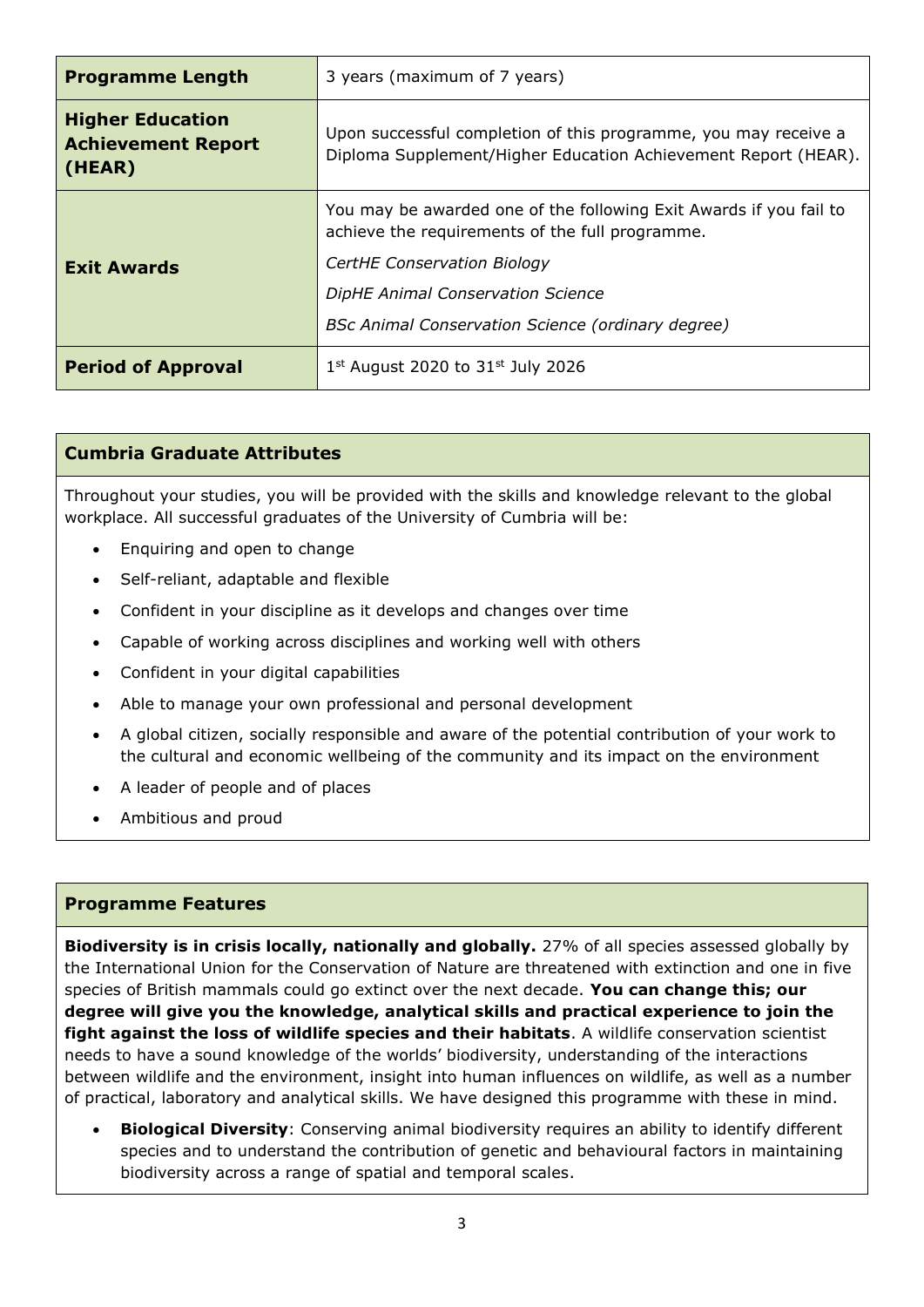| **Programme Length** | 3 years (maximum of 7 years) |
|---|---|
| **Higher Education Achievement Report (HEAR)** | Upon successful completion of this programme, you may receive a Diploma Supplement/Higher Education Achievement Report (HEAR). |
| **Exit Awards** | You may be awarded one of the following Exit Awards if you fail to achieve the requirements of the full programme.<br>*CertHE Conservation Biology*<br>*DipHE Animal Conservation Science*<br>*BSc Animal Conservation Science (ordinary degree)* |
| **Period of Approval** | 1st August 2020 to 31st July 2026 |

## Cumbria Graduate Attributes

Throughout your studies, you will be provided with the skills and knowledge relevant to the global workplace. All successful graduates of the University of Cumbria will be:

- Enquiring and open to change
- Self-reliant, adaptable and flexible
- Confident in your discipline as it develops and changes over time
- Capable of working across disciplines and working well with others
- Confident in your digital capabilities
- Able to manage your own professional and personal development
- A global citizen, socially responsible and aware of the potential contribution of your work to the cultural and economic wellbeing of the community and its impact on the environment
- A leader of people and of places
- Ambitious and proud

## Programme Features

**Biodiversity is in crisis locally, nationally and globally.** 27% of all species assessed globally by the International Union for the Conservation of Nature are threatened with extinction and one in five species of British mammals could go extinct over the next decade. **You can change this; our degree will give you the knowledge, analytical skills and practical experience to join the fight against the loss of wildlife species and their habitats**. A wildlife conservation scientist needs to have a sound knowledge of the worlds' biodiversity, understanding of the interactions between wildlife and the environment, insight into human influences on wildlife, as well as a number of practical, laboratory and analytical skills. We have designed this programme with these in mind.

- **Biological Diversity**: Conserving animal biodiversity requires an ability to identify different species and to understand the contribution of genetic and behavioural factors in maintaining biodiversity across a range of spatial and temporal scales.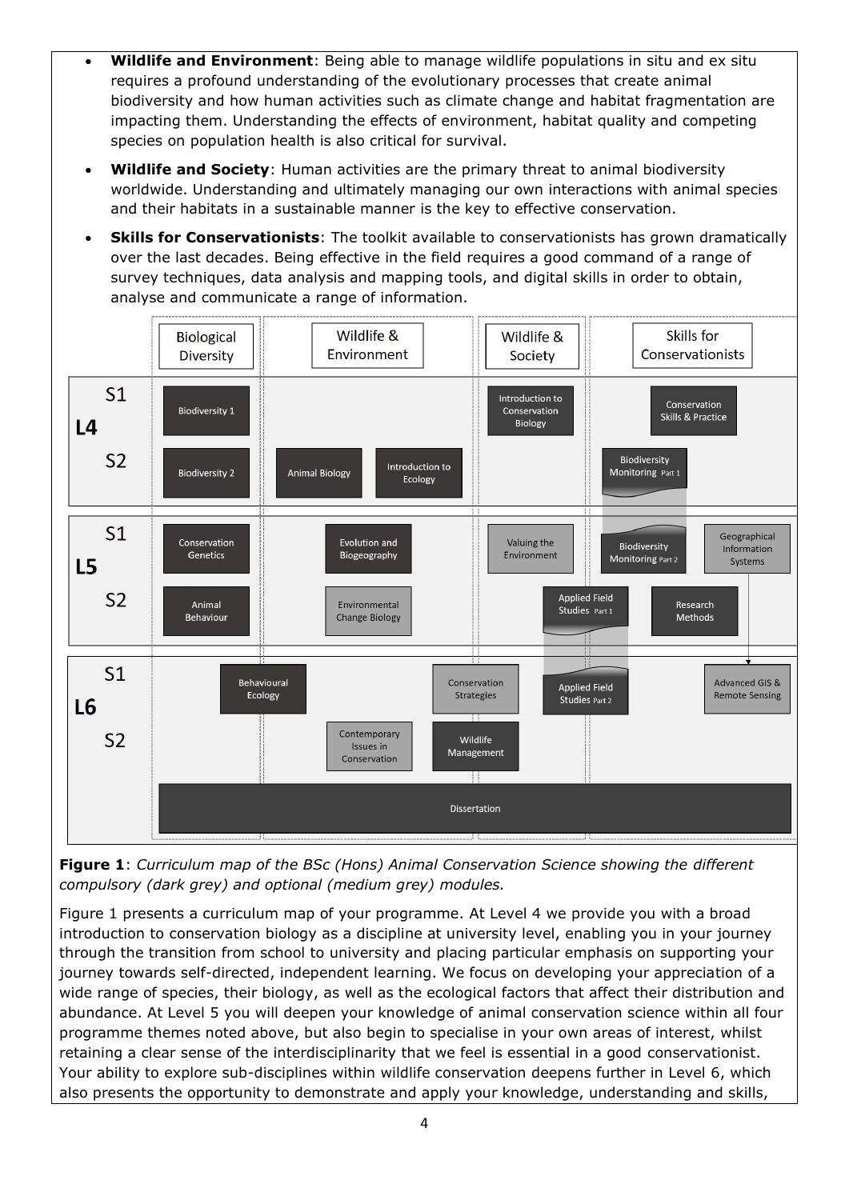- **Wildlife and Environment**: Being able to manage wildlife populations in situ and ex situ requires a profound understanding of the evolutionary processes that create animal biodiversity and how human activities such as climate change and habitat fragmentation are impacting them. Understanding the effects of environment, habitat quality and competing species on population health is also critical for survival.
- **Wildlife and Society**: Human activities are the primary threat to animal biodiversity worldwide. Understanding and ultimately managing our own interactions with animal species and their habitats in a sustainable manner is the key to effective conservation.
- **Skills for Conservationists**: The toolkit available to conservationists has grown dramatically over the last decades. Being effective in the field requires a good command of a range of survey techniques, data analysis and mapping tools, and digital skills in order to obtain, analyse and communicate a range of information.

| Level | Semester | Biological Diversity | Wildlife & Environment | Wildlife & Society | Skills for Conservationists |
|---|---|---|---|---|---|
| L4 | S1 | Biodiversity 1 | | Introduction to Conservation Biology | Conservation Skills & Practice |
| | S2 | Biodiversity 2 | Animal Biology; Introduction to Ecology | | Biodiversity Monitoring Part 1 |
| L5 | S1 | Conservation Genetics | Evolution and Biogeography | Valuing the Environment | Biodiversity Monitoring Part 2; Geographical Information Systems |
| | S2 | Animal Behaviour | Environmental Change Biology | Applied Field Studies Part 1 | Research Methods |
| L6 | S1 | Behavioural Ecology | | Conservation Strategies; Applied Field Studies Part 2 | Advanced GIS & Remote Sensing |
| | S2 | | Contemporary Issues in Conservation | Wildlife Management | |
| | | Dissertation | | | |

**Figure 1**: *Curriculum map of the BSc (Hons) Animal Conservation Science showing the different compulsory (dark grey) and optional (medium grey) modules.*

Figure 1 presents a curriculum map of your programme. At Level 4 we provide you with a broad introduction to conservation biology as a discipline at university level, enabling you in your journey through the transition from school to university and placing particular emphasis on supporting your journey towards self-directed, independent learning. We focus on developing your appreciation of a wide range of species, their biology, as well as the ecological factors that affect their distribution and abundance. At Level 5 you will deepen your knowledge of animal conservation science within all four programme themes noted above, but also begin to specialise in your own areas of interest, whilst retaining a clear sense of the interdisciplinarity that we feel is essential in a good conservationist. Your ability to explore sub-disciplines within wildlife conservation deepens further in Level 6, which also presents the opportunity to demonstrate and apply your knowledge, understanding and skills,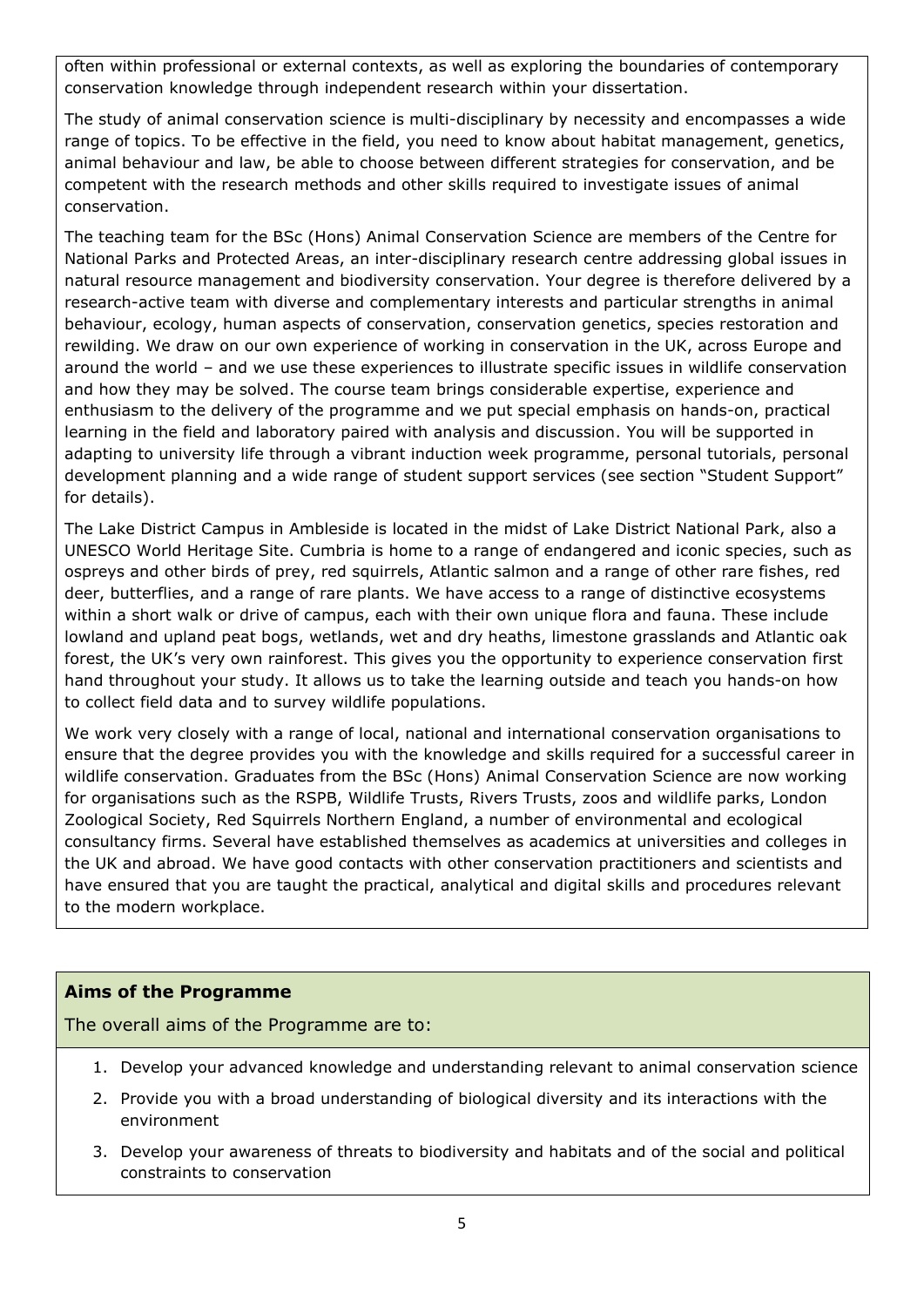often within professional or external contexts, as well as exploring the boundaries of contemporary conservation knowledge through independent research within your dissertation.

The study of animal conservation science is multi-disciplinary by necessity and encompasses a wide range of topics. To be effective in the field, you need to know about habitat management, genetics, animal behaviour and law, be able to choose between different strategies for conservation, and be competent with the research methods and other skills required to investigate issues of animal conservation.

The teaching team for the BSc (Hons) Animal Conservation Science are members of the Centre for National Parks and Protected Areas, an inter-disciplinary research centre addressing global issues in natural resource management and biodiversity conservation. Your degree is therefore delivered by a research-active team with diverse and complementary interests and particular strengths in animal behaviour, ecology, human aspects of conservation, conservation genetics, species restoration and rewilding. We draw on our own experience of working in conservation in the UK, across Europe and around the world – and we use these experiences to illustrate specific issues in wildlife conservation and how they may be solved. The course team brings considerable expertise, experience and enthusiasm to the delivery of the programme and we put special emphasis on hands-on, practical learning in the field and laboratory paired with analysis and discussion. You will be supported in adapting to university life through a vibrant induction week programme, personal tutorials, personal development planning and a wide range of student support services (see section "Student Support" for details).

The Lake District Campus in Ambleside is located in the midst of Lake District National Park, also a UNESCO World Heritage Site. Cumbria is home to a range of endangered and iconic species, such as ospreys and other birds of prey, red squirrels, Atlantic salmon and a range of other rare fishes, red deer, butterflies, and a range of rare plants. We have access to a range of distinctive ecosystems within a short walk or drive of campus, each with their own unique flora and fauna. These include lowland and upland peat bogs, wetlands, wet and dry heaths, limestone grasslands and Atlantic oak forest, the UK's very own rainforest. This gives you the opportunity to experience conservation first hand throughout your study. It allows us to take the learning outside and teach you hands-on how to collect field data and to survey wildlife populations.

We work very closely with a range of local, national and international conservation organisations to ensure that the degree provides you with the knowledge and skills required for a successful career in wildlife conservation. Graduates from the BSc (Hons) Animal Conservation Science are now working for organisations such as the RSPB, Wildlife Trusts, Rivers Trusts, zoos and wildlife parks, London Zoological Society, Red Squirrels Northern England, a number of environmental and ecological consultancy firms. Several have established themselves as academics at universities and colleges in the UK and abroad. We have good contacts with other conservation practitioners and scientists and have ensured that you are taught the practical, analytical and digital skills and procedures relevant to the modern workplace.

## Aims of the Programme

The overall aims of the Programme are to:

1. Develop your advanced knowledge and understanding relevant to animal conservation science
2. Provide you with a broad understanding of biological diversity and its interactions with the environment
3. Develop your awareness of threats to biodiversity and habitats and of the social and political constraints to conservation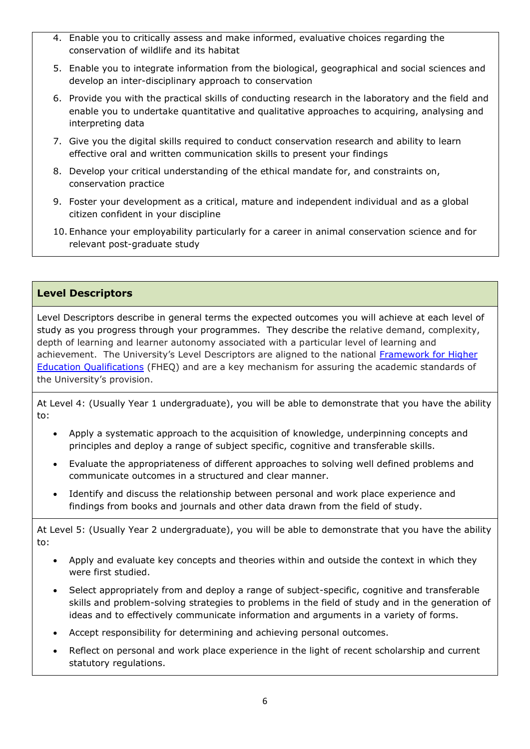4. Enable you to critically assess and make informed, evaluative choices regarding the conservation of wildlife and its habitat
5. Enable you to integrate information from the biological, geographical and social sciences and develop an inter-disciplinary approach to conservation
6. Provide you with the practical skills of conducting research in the laboratory and the field and enable you to undertake quantitative and qualitative approaches to acquiring, analysing and interpreting data
7. Give you the digital skills required to conduct conservation research and ability to learn effective oral and written communication skills to present your findings
8. Develop your critical understanding of the ethical mandate for, and constraints on, conservation practice
9. Foster your development as a critical, mature and independent individual and as a global citizen confident in your discipline
10. Enhance your employability particularly for a career in animal conservation science and for relevant post-graduate study

## Level Descriptors

Level Descriptors describe in general terms the expected outcomes you will achieve at each level of study as you progress through your programmes. They describe the relative demand, complexity, depth of learning and learner autonomy associated with a particular level of learning and achievement. The University's Level Descriptors are aligned to the national [Framework for Higher Education Qualifications](#) (FHEQ) and are a key mechanism for assuring the academic standards of the University's provision.

At Level 4: (Usually Year 1 undergraduate), you will be able to demonstrate that you have the ability to:

- Apply a systematic approach to the acquisition of knowledge, underpinning concepts and principles and deploy a range of subject specific, cognitive and transferable skills.
- Evaluate the appropriateness of different approaches to solving well defined problems and communicate outcomes in a structured and clear manner.
- Identify and discuss the relationship between personal and work place experience and findings from books and journals and other data drawn from the field of study.

At Level 5: (Usually Year 2 undergraduate), you will be able to demonstrate that you have the ability to:

- Apply and evaluate key concepts and theories within and outside the context in which they were first studied.
- Select appropriately from and deploy a range of subject-specific, cognitive and transferable skills and problem-solving strategies to problems in the field of study and in the generation of ideas and to effectively communicate information and arguments in a variety of forms.
- Accept responsibility for determining and achieving personal outcomes.
- Reflect on personal and work place experience in the light of recent scholarship and current statutory regulations.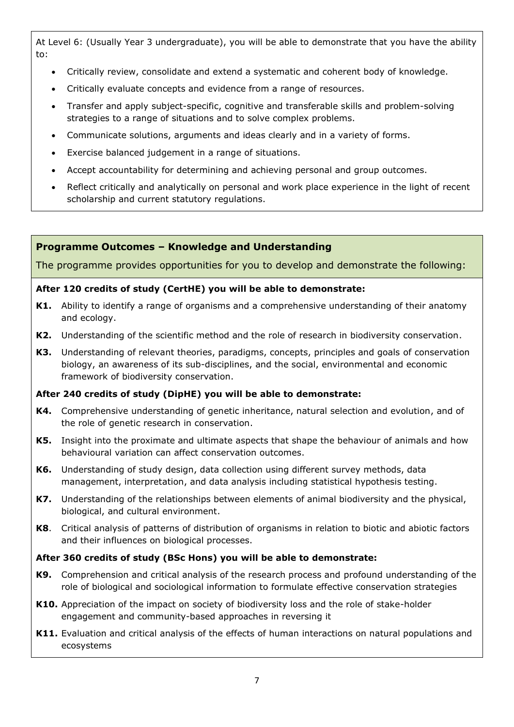At Level 6: (Usually Year 3 undergraduate), you will be able to demonstrate that you have the ability to:

- Critically review, consolidate and extend a systematic and coherent body of knowledge.
- Critically evaluate concepts and evidence from a range of resources.
- Transfer and apply subject-specific, cognitive and transferable skills and problem-solving strategies to a range of situations and to solve complex problems.
- Communicate solutions, arguments and ideas clearly and in a variety of forms.
- Exercise balanced judgement in a range of situations.
- Accept accountability for determining and achieving personal and group outcomes.
- Reflect critically and analytically on personal and work place experience in the light of recent scholarship and current statutory regulations.

## Programme Outcomes – Knowledge and Understanding

The programme provides opportunities for you to develop and demonstrate the following:

**After 120 credits of study (CertHE) you will be able to demonstrate:**

**K1.** Ability to identify a range of organisms and a comprehensive understanding of their anatomy and ecology.

**K2.** Understanding of the scientific method and the role of research in biodiversity conservation.

**K3.** Understanding of relevant theories, paradigms, concepts, principles and goals of conservation biology, an awareness of its sub-disciplines, and the social, environmental and economic framework of biodiversity conservation.

**After 240 credits of study (DipHE) you will be able to demonstrate:**

**K4.** Comprehensive understanding of genetic inheritance, natural selection and evolution, and of the role of genetic research in conservation.

**K5.** Insight into the proximate and ultimate aspects that shape the behaviour of animals and how behavioural variation can affect conservation outcomes.

**K6.** Understanding of study design, data collection using different survey methods, data management, interpretation, and data analysis including statistical hypothesis testing.

**K7.** Understanding of the relationships between elements of animal biodiversity and the physical, biological, and cultural environment.

**K8**. Critical analysis of patterns of distribution of organisms in relation to biotic and abiotic factors and their influences on biological processes.

**After 360 credits of study (BSc Hons) you will be able to demonstrate:**

**K9.** Comprehension and critical analysis of the research process and profound understanding of the role of biological and sociological information to formulate effective conservation strategies

**K10.** Appreciation of the impact on society of biodiversity loss and the role of stake-holder engagement and community-based approaches in reversing it

**K11.** Evaluation and critical analysis of the effects of human interactions on natural populations and ecosystems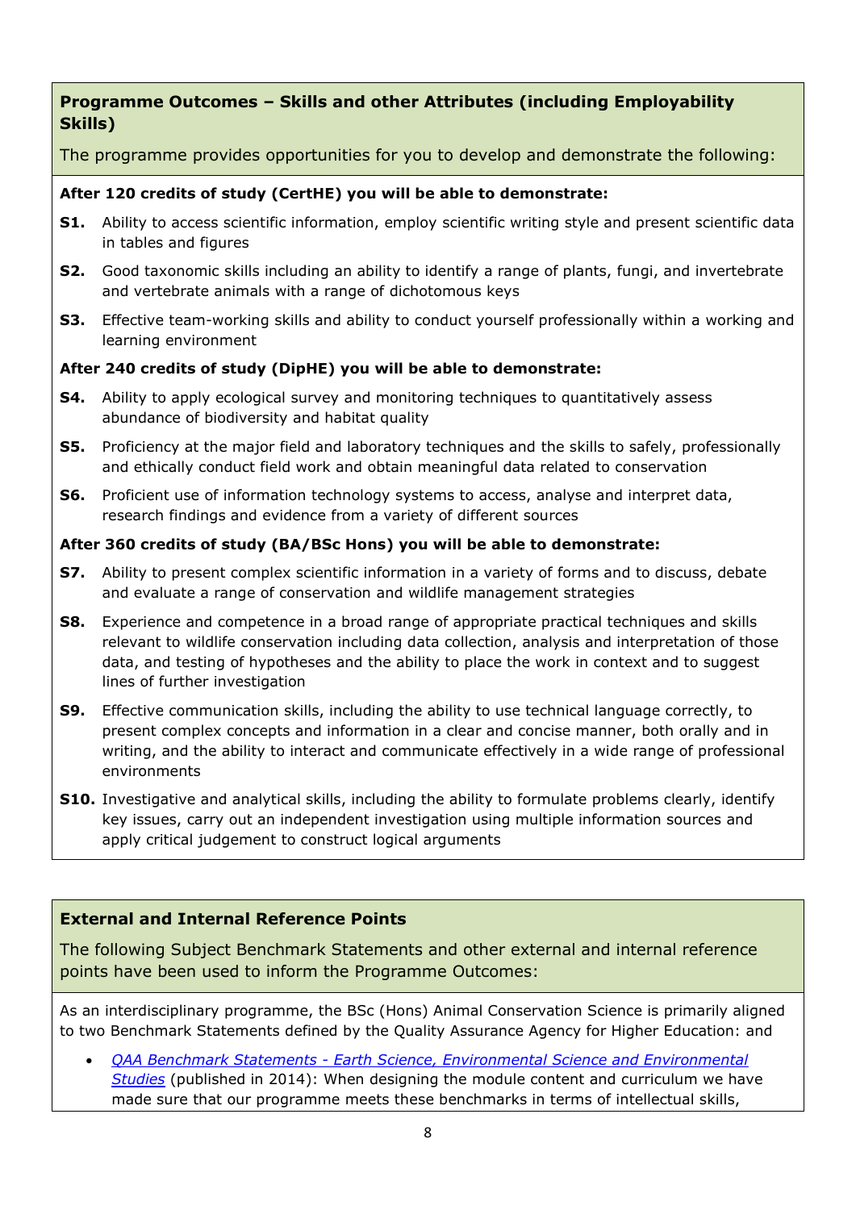## Programme Outcomes – Skills and other Attributes (including Employability Skills)

The programme provides opportunities for you to develop and demonstrate the following:

**After 120 credits of study (CertHE) you will be able to demonstrate:**

- **S1.** Ability to access scientific information, employ scientific writing style and present scientific data in tables and figures
- **S2.** Good taxonomic skills including an ability to identify a range of plants, fungi, and invertebrate and vertebrate animals with a range of dichotomous keys
- **S3.** Effective team-working skills and ability to conduct yourself professionally within a working and learning environment

**After 240 credits of study (DipHE) you will be able to demonstrate:**

- **S4.** Ability to apply ecological survey and monitoring techniques to quantitatively assess abundance of biodiversity and habitat quality
- **S5.** Proficiency at the major field and laboratory techniques and the skills to safely, professionally and ethically conduct field work and obtain meaningful data related to conservation
- **S6.** Proficient use of information technology systems to access, analyse and interpret data, research findings and evidence from a variety of different sources

**After 360 credits of study (BA/BSc Hons) you will be able to demonstrate:**

- **S7.** Ability to present complex scientific information in a variety of forms and to discuss, debate and evaluate a range of conservation and wildlife management strategies
- **S8.** Experience and competence in a broad range of appropriate practical techniques and skills relevant to wildlife conservation including data collection, analysis and interpretation of those data, and testing of hypotheses and the ability to place the work in context and to suggest lines of further investigation
- **S9.** Effective communication skills, including the ability to use technical language correctly, to present complex concepts and information in a clear and concise manner, both orally and in writing, and the ability to interact and communicate effectively in a wide range of professional environments
- **S10.** Investigative and analytical skills, including the ability to formulate problems clearly, identify key issues, carry out an independent investigation using multiple information sources and apply critical judgement to construct logical arguments

## External and Internal Reference Points

The following Subject Benchmark Statements and other external and internal reference points have been used to inform the Programme Outcomes:

As an interdisciplinary programme, the BSc (Hons) Animal Conservation Science is primarily aligned to two Benchmark Statements defined by the Quality Assurance Agency for Higher Education: and

- *QAA Benchmark Statements - Earth Science, Environmental Science and Environmental Studies* (published in 2014): When designing the module content and curriculum we have made sure that our programme meets these benchmarks in terms of intellectual skills,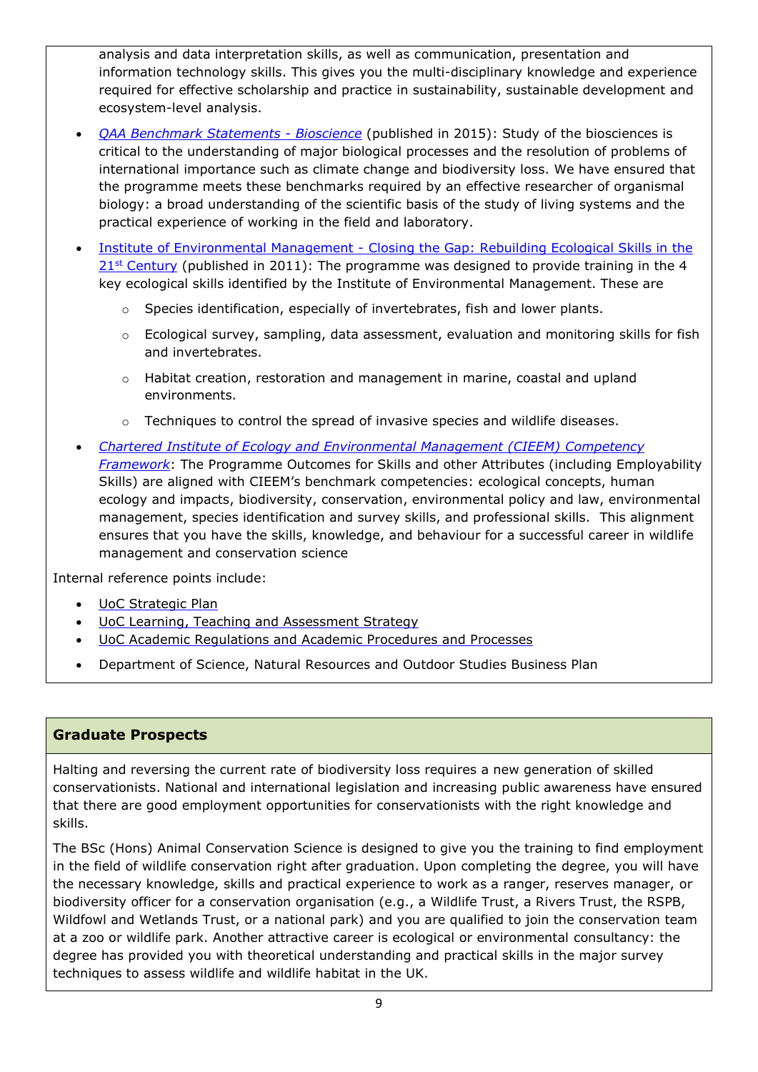analysis and data interpretation skills, as well as communication, presentation and information technology skills. This gives you the multi-disciplinary knowledge and experience required for effective scholarship and practice in sustainability, sustainable development and ecosystem-level analysis.

- *QAA Benchmark Statements - Bioscience* (published in 2015): Study of the biosciences is critical to the understanding of major biological processes and the resolution of problems of international importance such as climate change and biodiversity loss. We have ensured that the programme meets these benchmarks required by an effective researcher of organismal biology: a broad understanding of the scientific basis of the study of living systems and the practical experience of working in the field and laboratory.
- Institute of Environmental Management - Closing the Gap: Rebuilding Ecological Skills in the 21st Century (published in 2011): The programme was designed to provide training in the 4 key ecological skills identified by the Institute of Environmental Management. These are
    - Species identification, especially of invertebrates, fish and lower plants.
    - Ecological survey, sampling, data assessment, evaluation and monitoring skills for fish and invertebrates.
    - Habitat creation, restoration and management in marine, coastal and upland environments.
    - Techniques to control the spread of invasive species and wildlife diseases.
- *Chartered Institute of Ecology and Environmental Management (CIEEM) Competency Framework*: The Programme Outcomes for Skills and other Attributes (including Employability Skills) are aligned with CIEEM's benchmark competencies: ecological concepts, human ecology and impacts, biodiversity, conservation, environmental policy and law, environmental management, species identification and survey skills, and professional skills. This alignment ensures that you have the skills, knowledge, and behaviour for a successful career in wildlife management and conservation science

Internal reference points include:

- UoC Strategic Plan
- UoC Learning, Teaching and Assessment Strategy
- UoC Academic Regulations and Academic Procedures and Processes
- Department of Science, Natural Resources and Outdoor Studies Business Plan

## Graduate Prospects

Halting and reversing the current rate of biodiversity loss requires a new generation of skilled conservationists. National and international legislation and increasing public awareness have ensured that there are good employment opportunities for conservationists with the right knowledge and skills.

The BSc (Hons) Animal Conservation Science is designed to give you the training to find employment in the field of wildlife conservation right after graduation. Upon completing the degree, you will have the necessary knowledge, skills and practical experience to work as a ranger, reserves manager, or biodiversity officer for a conservation organisation (e.g., a Wildlife Trust, a Rivers Trust, the RSPB, Wildfowl and Wetlands Trust, or a national park) and you are qualified to join the conservation team at a zoo or wildlife park. Another attractive career is ecological or environmental consultancy: the degree has provided you with theoretical understanding and practical skills in the major survey techniques to assess wildlife and wildlife habitat in the UK.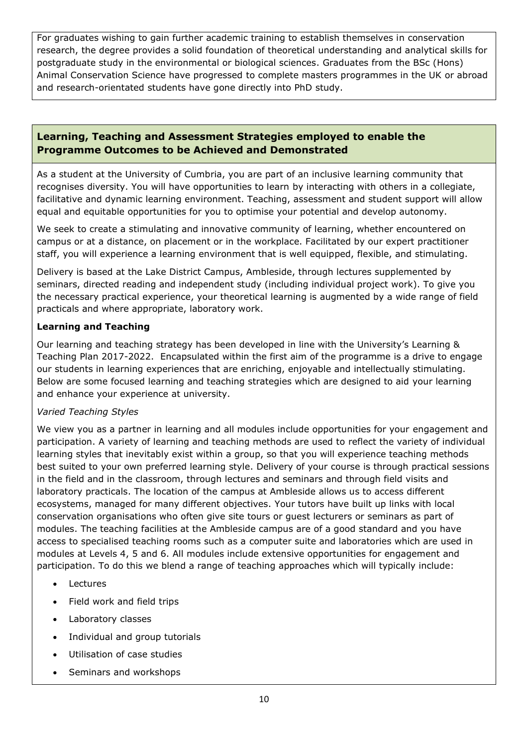For graduates wishing to gain further academic training to establish themselves in conservation research, the degree provides a solid foundation of theoretical understanding and analytical skills for postgraduate study in the environmental or biological sciences. Graduates from the BSc (Hons) Animal Conservation Science have progressed to complete masters programmes in the UK or abroad and research-orientated students have gone directly into PhD study.

## Learning, Teaching and Assessment Strategies employed to enable the Programme Outcomes to be Achieved and Demonstrated

As a student at the University of Cumbria, you are part of an inclusive learning community that recognises diversity. You will have opportunities to learn by interacting with others in a collegiate, facilitative and dynamic learning environment. Teaching, assessment and student support will allow equal and equitable opportunities for you to optimise your potential and develop autonomy.

We seek to create a stimulating and innovative community of learning, whether encountered on campus or at a distance, on placement or in the workplace. Facilitated by our expert practitioner staff, you will experience a learning environment that is well equipped, flexible, and stimulating.

Delivery is based at the Lake District Campus, Ambleside, through lectures supplemented by seminars, directed reading and independent study (including individual project work). To give you the necessary practical experience, your theoretical learning is augmented by a wide range of field practicals and where appropriate, laboratory work.

**Learning and Teaching**

Our learning and teaching strategy has been developed in line with the University's Learning & Teaching Plan 2017-2022. Encapsulated within the first aim of the programme is a drive to engage our students in learning experiences that are enriching, enjoyable and intellectually stimulating. Below are some focused learning and teaching strategies which are designed to aid your learning and enhance your experience at university.

*Varied Teaching Styles*

We view you as a partner in learning and all modules include opportunities for your engagement and participation. A variety of learning and teaching methods are used to reflect the variety of individual learning styles that inevitably exist within a group, so that you will experience teaching methods best suited to your own preferred learning style. Delivery of your course is through practical sessions in the field and in the classroom, through lectures and seminars and through field visits and laboratory practicals. The location of the campus at Ambleside allows us to access different ecosystems, managed for many different objectives. Your tutors have built up links with local conservation organisations who often give site tours or guest lecturers or seminars as part of modules. The teaching facilities at the Ambleside campus are of a good standard and you have access to specialised teaching rooms such as a computer suite and laboratories which are used in modules at Levels 4, 5 and 6. All modules include extensive opportunities for engagement and participation. To do this we blend a range of teaching approaches which will typically include:

- Lectures
- Field work and field trips
- Laboratory classes
- Individual and group tutorials
- Utilisation of case studies
- Seminars and workshops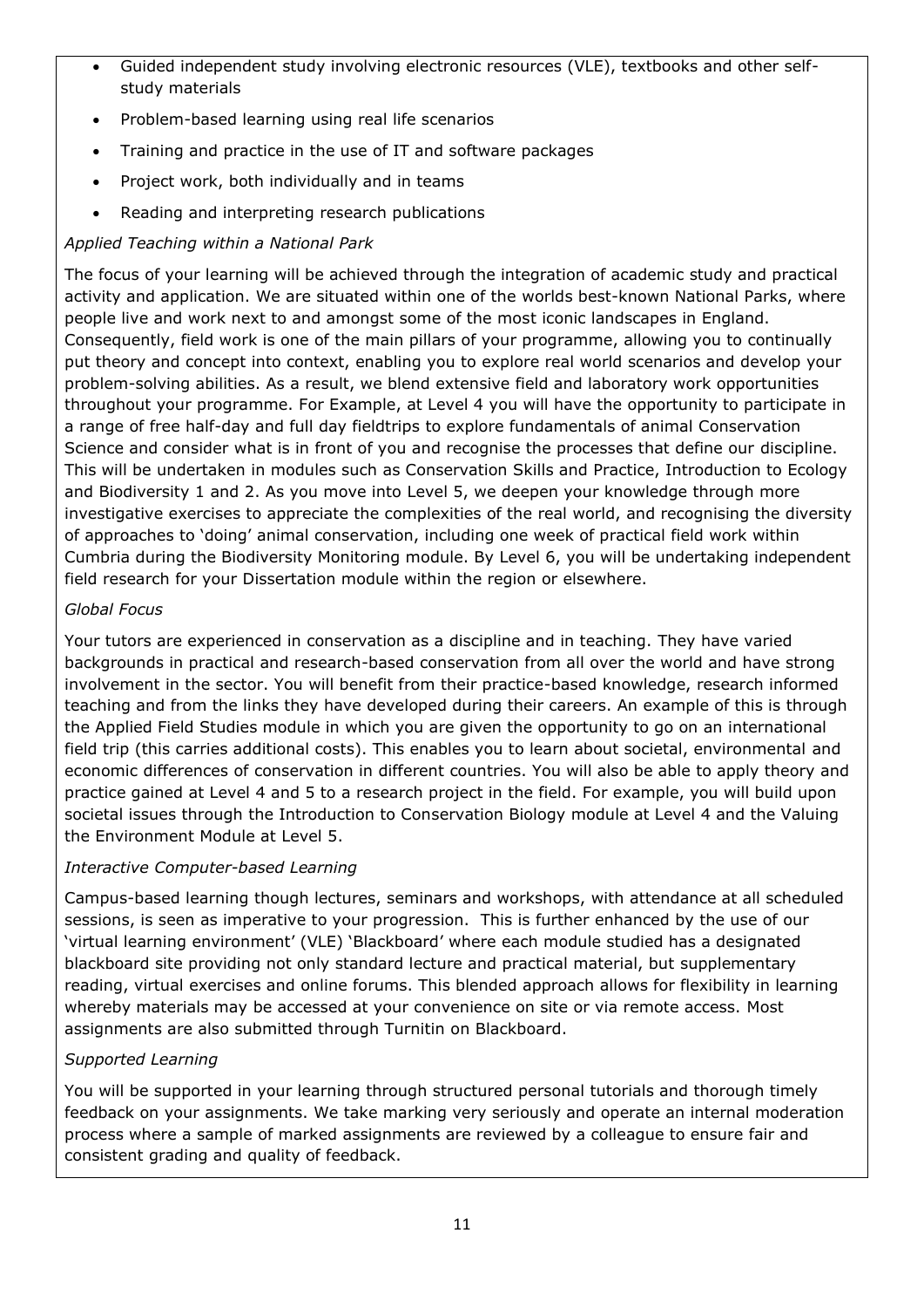- Guided independent study involving electronic resources (VLE), textbooks and other self-study materials
- Problem-based learning using real life scenarios
- Training and practice in the use of IT and software packages
- Project work, both individually and in teams
- Reading and interpreting research publications

*Applied Teaching within a National Park*

The focus of your learning will be achieved through the integration of academic study and practical activity and application. We are situated within one of the worlds best-known National Parks, where people live and work next to and amongst some of the most iconic landscapes in England. Consequently, field work is one of the main pillars of your programme, allowing you to continually put theory and concept into context, enabling you to explore real world scenarios and develop your problem-solving abilities. As a result, we blend extensive field and laboratory work opportunities throughout your programme. For Example, at Level 4 you will have the opportunity to participate in a range of free half-day and full day fieldtrips to explore fundamentals of animal Conservation Science and consider what is in front of you and recognise the processes that define our discipline. This will be undertaken in modules such as Conservation Skills and Practice, Introduction to Ecology and Biodiversity 1 and 2. As you move into Level 5, we deepen your knowledge through more investigative exercises to appreciate the complexities of the real world, and recognising the diversity of approaches to 'doing' animal conservation, including one week of practical field work within Cumbria during the Biodiversity Monitoring module. By Level 6, you will be undertaking independent field research for your Dissertation module within the region or elsewhere.

*Global Focus*

Your tutors are experienced in conservation as a discipline and in teaching. They have varied backgrounds in practical and research-based conservation from all over the world and have strong involvement in the sector. You will benefit from their practice-based knowledge, research informed teaching and from the links they have developed during their careers. An example of this is through the Applied Field Studies module in which you are given the opportunity to go on an international field trip (this carries additional costs). This enables you to learn about societal, environmental and economic differences of conservation in different countries. You will also be able to apply theory and practice gained at Level 4 and 5 to a research project in the field. For example, you will build upon societal issues through the Introduction to Conservation Biology module at Level 4 and the Valuing the Environment Module at Level 5.

*Interactive Computer-based Learning*

Campus-based learning though lectures, seminars and workshops, with attendance at all scheduled sessions, is seen as imperative to your progression. This is further enhanced by the use of our 'virtual learning environment' (VLE) 'Blackboard' where each module studied has a designated blackboard site providing not only standard lecture and practical material, but supplementary reading, virtual exercises and online forums. This blended approach allows for flexibility in learning whereby materials may be accessed at your convenience on site or via remote access. Most assignments are also submitted through Turnitin on Blackboard.

*Supported Learning*

You will be supported in your learning through structured personal tutorials and thorough timely feedback on your assignments. We take marking very seriously and operate an internal moderation process where a sample of marked assignments are reviewed by a colleague to ensure fair and consistent grading and quality of feedback.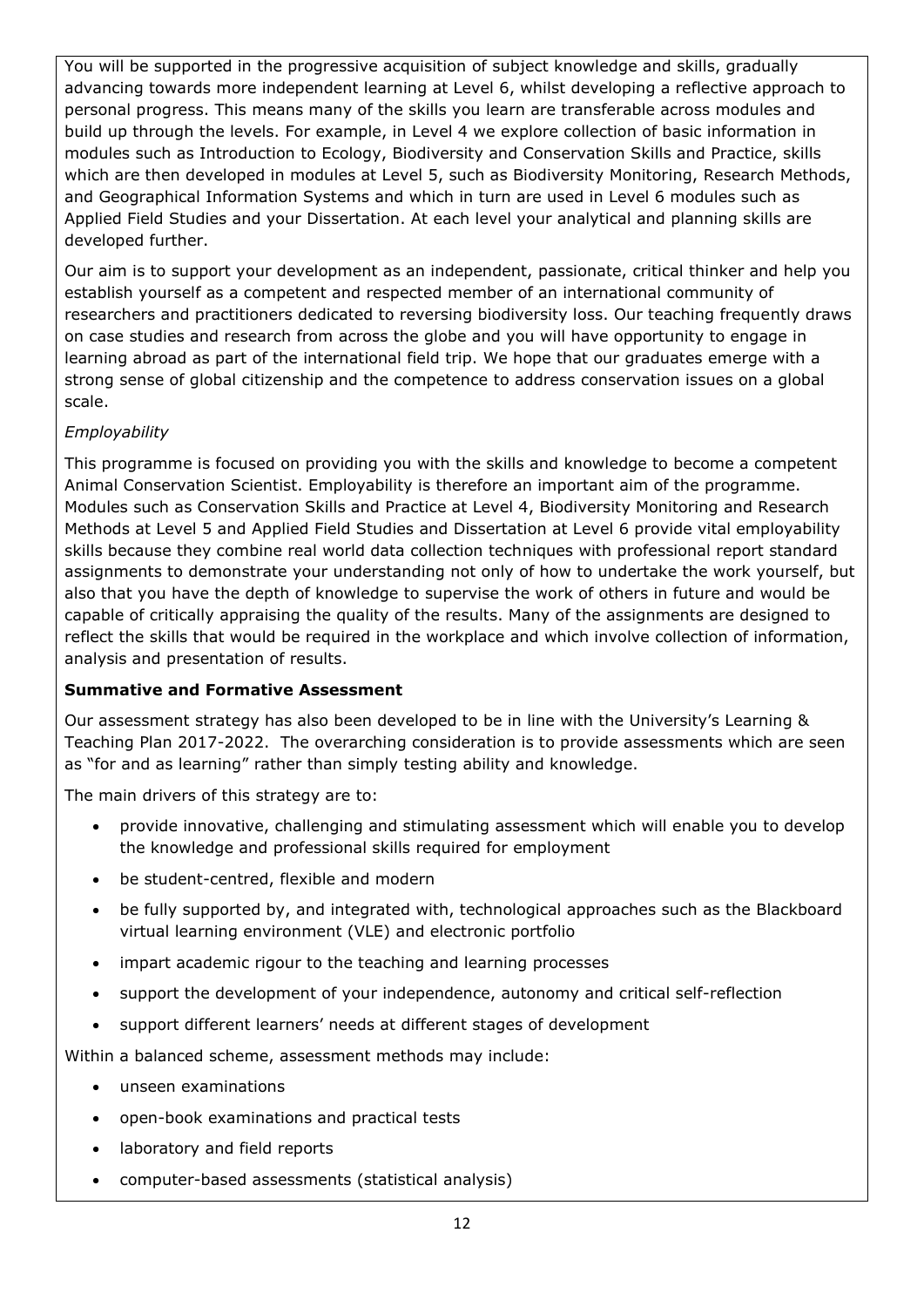You will be supported in the progressive acquisition of subject knowledge and skills, gradually advancing towards more independent learning at Level 6, whilst developing a reflective approach to personal progress. This means many of the skills you learn are transferable across modules and build up through the levels. For example, in Level 4 we explore collection of basic information in modules such as Introduction to Ecology, Biodiversity and Conservation Skills and Practice, skills which are then developed in modules at Level 5, such as Biodiversity Monitoring, Research Methods, and Geographical Information Systems and which in turn are used in Level 6 modules such as Applied Field Studies and your Dissertation. At each level your analytical and planning skills are developed further.

Our aim is to support your development as an independent, passionate, critical thinker and help you establish yourself as a competent and respected member of an international community of researchers and practitioners dedicated to reversing biodiversity loss. Our teaching frequently draws on case studies and research from across the globe and you will have opportunity to engage in learning abroad as part of the international field trip. We hope that our graduates emerge with a strong sense of global citizenship and the competence to address conservation issues on a global scale.

*Employability*

This programme is focused on providing you with the skills and knowledge to become a competent Animal Conservation Scientist. Employability is therefore an important aim of the programme. Modules such as Conservation Skills and Practice at Level 4, Biodiversity Monitoring and Research Methods at Level 5 and Applied Field Studies and Dissertation at Level 6 provide vital employability skills because they combine real world data collection techniques with professional report standard assignments to demonstrate your understanding not only of how to undertake the work yourself, but also that you have the depth of knowledge to supervise the work of others in future and would be capable of critically appraising the quality of the results. Many of the assignments are designed to reflect the skills that would be required in the workplace and which involve collection of information, analysis and presentation of results.

**Summative and Formative Assessment**

Our assessment strategy has also been developed to be in line with the University's Learning & Teaching Plan 2017-2022. The overarching consideration is to provide assessments which are seen as "for and as learning" rather than simply testing ability and knowledge.

The main drivers of this strategy are to:

- provide innovative, challenging and stimulating assessment which will enable you to develop the knowledge and professional skills required for employment
- be student-centred, flexible and modern
- be fully supported by, and integrated with, technological approaches such as the Blackboard virtual learning environment (VLE) and electronic portfolio
- impart academic rigour to the teaching and learning processes
- support the development of your independence, autonomy and critical self-reflection
- support different learners' needs at different stages of development

Within a balanced scheme, assessment methods may include:

- unseen examinations
- open-book examinations and practical tests
- laboratory and field reports
- computer-based assessments (statistical analysis)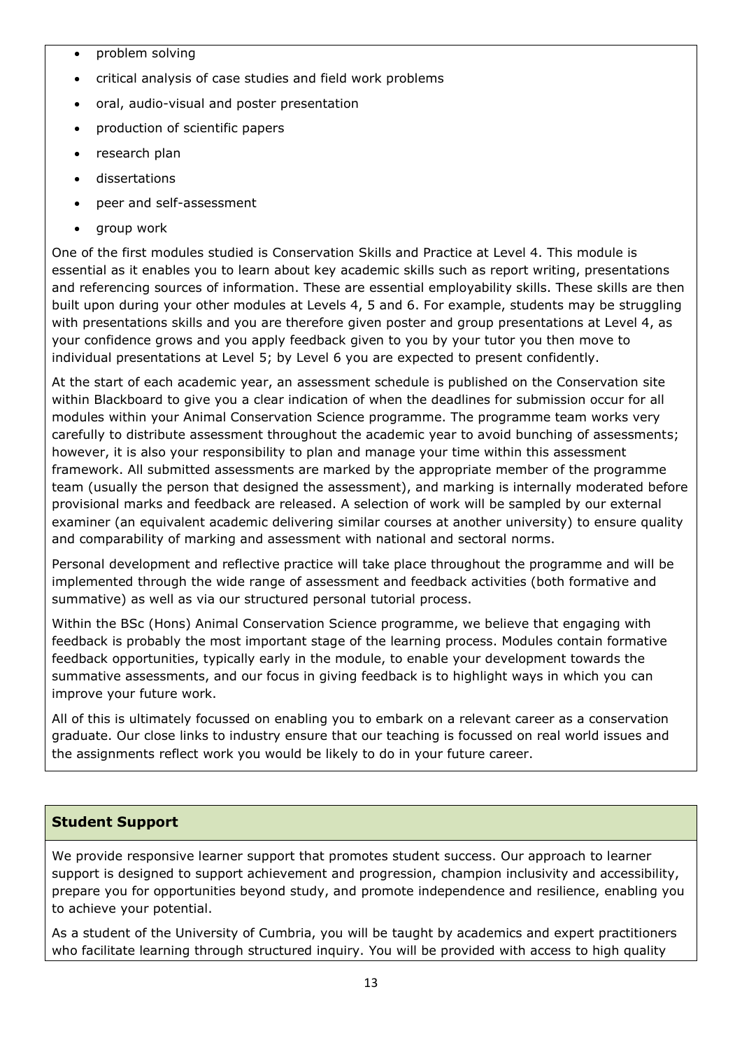- problem solving
- critical analysis of case studies and field work problems
- oral, audio-visual and poster presentation
- production of scientific papers
- research plan
- dissertations
- peer and self-assessment
- group work

One of the first modules studied is Conservation Skills and Practice at Level 4. This module is essential as it enables you to learn about key academic skills such as report writing, presentations and referencing sources of information. These are essential employability skills. These skills are then built upon during your other modules at Levels 4, 5 and 6. For example, students may be struggling with presentations skills and you are therefore given poster and group presentations at Level 4, as your confidence grows and you apply feedback given to you by your tutor you then move to individual presentations at Level 5; by Level 6 you are expected to present confidently.

At the start of each academic year, an assessment schedule is published on the Conservation site within Blackboard to give you a clear indication of when the deadlines for submission occur for all modules within your Animal Conservation Science programme. The programme team works very carefully to distribute assessment throughout the academic year to avoid bunching of assessments; however, it is also your responsibility to plan and manage your time within this assessment framework. All submitted assessments are marked by the appropriate member of the programme team (usually the person that designed the assessment), and marking is internally moderated before provisional marks and feedback are released. A selection of work will be sampled by our external examiner (an equivalent academic delivering similar courses at another university) to ensure quality and comparability of marking and assessment with national and sectoral norms.

Personal development and reflective practice will take place throughout the programme and will be implemented through the wide range of assessment and feedback activities (both formative and summative) as well as via our structured personal tutorial process.

Within the BSc (Hons) Animal Conservation Science programme, we believe that engaging with feedback is probably the most important stage of the learning process. Modules contain formative feedback opportunities, typically early in the module, to enable your development towards the summative assessments, and our focus in giving feedback is to highlight ways in which you can improve your future work.

All of this is ultimately focussed on enabling you to embark on a relevant career as a conservation graduate. Our close links to industry ensure that our teaching is focussed on real world issues and the assignments reflect work you would be likely to do in your future career.

## Student Support

We provide responsive learner support that promotes student success. Our approach to learner support is designed to support achievement and progression, champion inclusivity and accessibility, prepare you for opportunities beyond study, and promote independence and resilience, enabling you to achieve your potential.

As a student of the University of Cumbria, you will be taught by academics and expert practitioners who facilitate learning through structured inquiry. You will be provided with access to high quality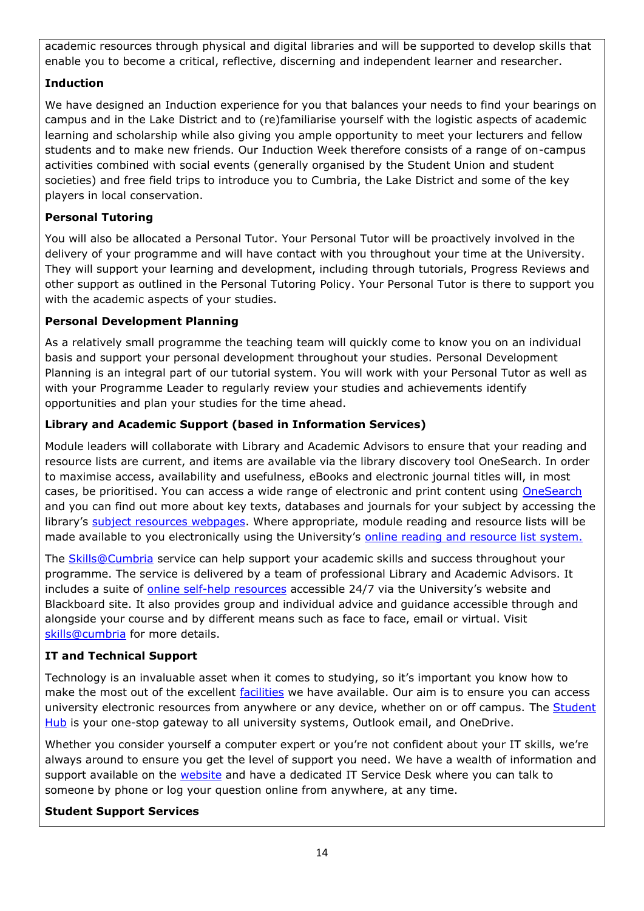academic resources through physical and digital libraries and will be supported to develop skills that enable you to become a critical, reflective, discerning and independent learner and researcher.

**Induction**

We have designed an Induction experience for you that balances your needs to find your bearings on campus and in the Lake District and to (re)familiarise yourself with the logistic aspects of academic learning and scholarship while also giving you ample opportunity to meet your lecturers and fellow students and to make new friends. Our Induction Week therefore consists of a range of on-campus activities combined with social events (generally organised by the Student Union and student societies) and free field trips to introduce you to Cumbria, the Lake District and some of the key players in local conservation.

**Personal Tutoring**

You will also be allocated a Personal Tutor. Your Personal Tutor will be proactively involved in the delivery of your programme and will have contact with you throughout your time at the University. They will support your learning and development, including through tutorials, Progress Reviews and other support as outlined in the Personal Tutoring Policy. Your Personal Tutor is there to support you with the academic aspects of your studies.

**Personal Development Planning**

As a relatively small programme the teaching team will quickly come to know you on an individual basis and support your personal development throughout your studies. Personal Development Planning is an integral part of our tutorial system. You will work with your Personal Tutor as well as with your Programme Leader to regularly review your studies and achievements identify opportunities and plan your studies for the time ahead.

**Library and Academic Support (based in Information Services)**

Module leaders will collaborate with Library and Academic Advisors to ensure that your reading and resource lists are current, and items are available via the library discovery tool OneSearch. In order to maximise access, availability and usefulness, eBooks and electronic journal titles will, in most cases, be prioritised. You can access a wide range of electronic and print content using OneSearch and you can find out more about key texts, databases and journals for your subject by accessing the library's subject resources webpages. Where appropriate, module reading and resource lists will be made available to you electronically using the University's online reading and resource list system.

The Skills@Cumbria service can help support your academic skills and success throughout your programme. The service is delivered by a team of professional Library and Academic Advisors. It includes a suite of online self-help resources accessible 24/7 via the University's website and Blackboard site. It also provides group and individual advice and guidance accessible through and alongside your course and by different means such as face to face, email or virtual. Visit skills@cumbria for more details.

**IT and Technical Support**

Technology is an invaluable asset when it comes to studying, so it's important you know how to make the most out of the excellent facilities we have available. Our aim is to ensure you can access university electronic resources from anywhere or any device, whether on or off campus. The Student Hub is your one-stop gateway to all university systems, Outlook email, and OneDrive.

Whether you consider yourself a computer expert or you're not confident about your IT skills, we're always around to ensure you get the level of support you need. We have a wealth of information and support available on the website and have a dedicated IT Service Desk where you can talk to someone by phone or log your question online from anywhere, at any time.

**Student Support Services**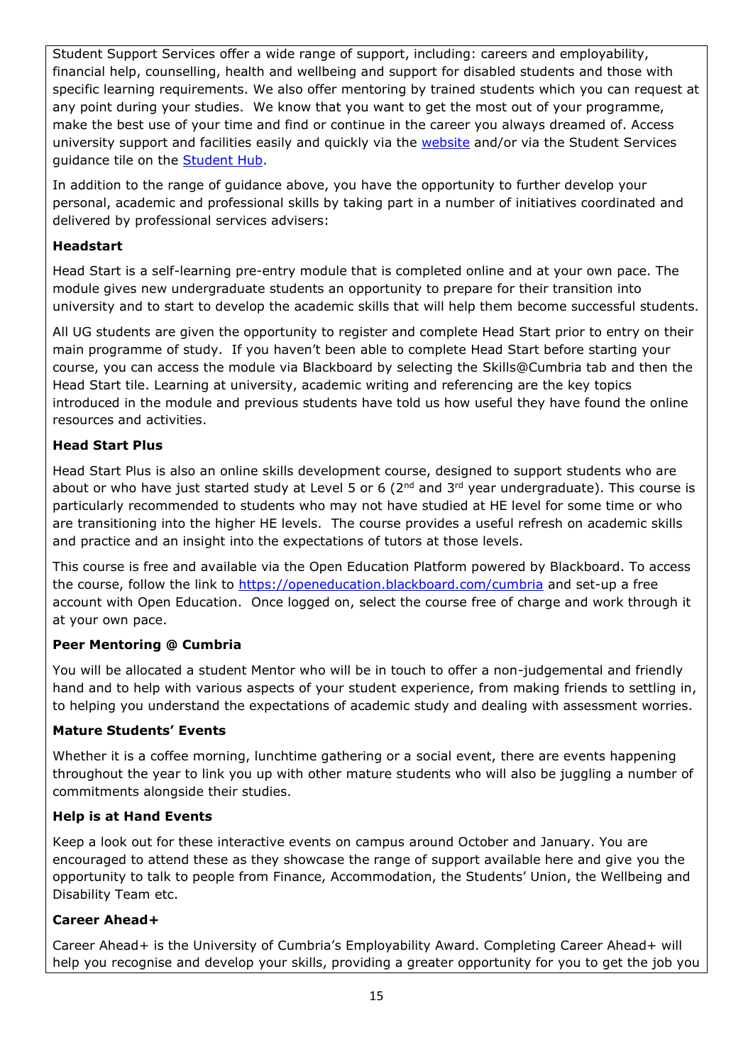Student Support Services offer a wide range of support, including: careers and employability, financial help, counselling, health and wellbeing and support for disabled students and those with specific learning requirements. We also offer mentoring by trained students which you can request at any point during your studies. We know that you want to get the most out of your programme, make the best use of your time and find or continue in the career you always dreamed of. Access university support and facilities easily and quickly via the website and/or via the Student Services guidance tile on the Student Hub.

In addition to the range of guidance above, you have the opportunity to further develop your personal, academic and professional skills by taking part in a number of initiatives coordinated and delivered by professional services advisers:

**Headstart**

Head Start is a self-learning pre-entry module that is completed online and at your own pace. The module gives new undergraduate students an opportunity to prepare for their transition into university and to start to develop the academic skills that will help them become successful students.

All UG students are given the opportunity to register and complete Head Start prior to entry on their main programme of study. If you haven't been able to complete Head Start before starting your course, you can access the module via Blackboard by selecting the Skills@Cumbria tab and then the Head Start tile. Learning at university, academic writing and referencing are the key topics introduced in the module and previous students have told us how useful they have found the online resources and activities.

**Head Start Plus**

Head Start Plus is also an online skills development course, designed to support students who are about or who have just started study at Level 5 or 6 (2nd and 3rd year undergraduate). This course is particularly recommended to students who may not have studied at HE level for some time or who are transitioning into the higher HE levels. The course provides a useful refresh on academic skills and practice and an insight into the expectations of tutors at those levels.

This course is free and available via the Open Education Platform powered by Blackboard. To access the course, follow the link to https://openeducation.blackboard.com/cumbria and set-up a free account with Open Education. Once logged on, select the course free of charge and work through it at your own pace.

**Peer Mentoring @ Cumbria**

You will be allocated a student Mentor who will be in touch to offer a non-judgemental and friendly hand and to help with various aspects of your student experience, from making friends to settling in, to helping you understand the expectations of academic study and dealing with assessment worries.

**Mature Students' Events**

Whether it is a coffee morning, lunchtime gathering or a social event, there are events happening throughout the year to link you up with other mature students who will also be juggling a number of commitments alongside their studies.

**Help is at Hand Events**

Keep a look out for these interactive events on campus around October and January. You are encouraged to attend these as they showcase the range of support available here and give you the opportunity to talk to people from Finance, Accommodation, the Students' Union, the Wellbeing and Disability Team etc.

**Career Ahead+**

Career Ahead+ is the University of Cumbria's Employability Award. Completing Career Ahead+ will help you recognise and develop your skills, providing a greater opportunity for you to get the job you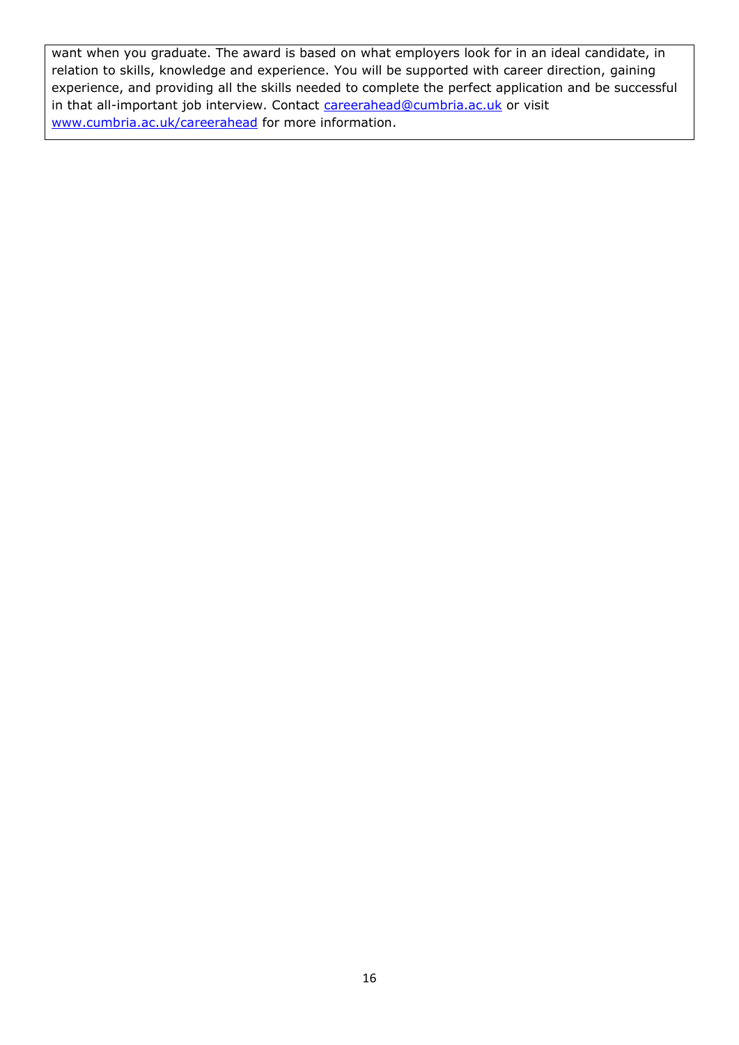want when you graduate. The award is based on what employers look for in an ideal candidate, in relation to skills, knowledge and experience. You will be supported with career direction, gaining experience, and providing all the skills needed to complete the perfect application and be successful in that all-important job interview. Contact careerahead@cumbria.ac.uk or visit www.cumbria.ac.uk/careerahead for more information.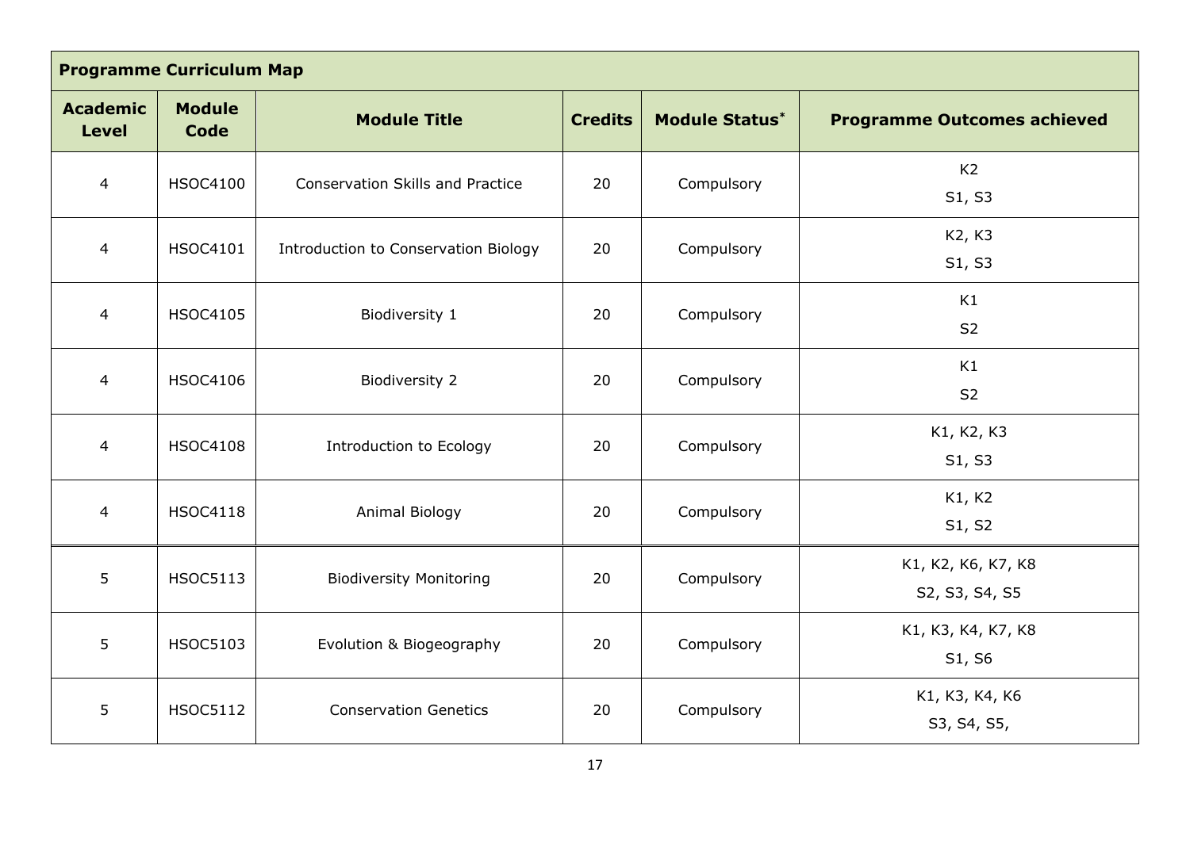| Programme Curriculum Map | | | | | |
|---|---|---|---|---|---|
| **Academic Level** | **Module Code** | **Module Title** | **Credits** | **Module Status*** | **Programme Outcomes achieved** |
| 4 | HSOC4100 | Conservation Skills and Practice | 20 | Compulsory | K2<br>S1, S3 |
| 4 | HSOC4101 | Introduction to Conservation Biology | 20 | Compulsory | K2, K3<br>S1, S3 |
| 4 | HSOC4105 | Biodiversity 1 | 20 | Compulsory | K1<br>S2 |
| 4 | HSOC4106 | Biodiversity 2 | 20 | Compulsory | K1<br>S2 |
| 4 | HSOC4108 | Introduction to Ecology | 20 | Compulsory | K1, K2, K3<br>S1, S3 |
| 4 | HSOC4118 | Animal Biology | 20 | Compulsory | K1, K2<br>S1, S2 |
| 5 | HSOC5113 | Biodiversity Monitoring | 20 | Compulsory | K1, K2, K6, K7, K8<br>S2, S3, S4, S5 |
| 5 | HSOC5103 | Evolution & Biogeography | 20 | Compulsory | K1, K3, K4, K7, K8<br>S1, S6 |
| 5 | HSOC5112 | Conservation Genetics | 20 | Compulsory | K1, K3, K4, K6<br>S3, S4, S5, |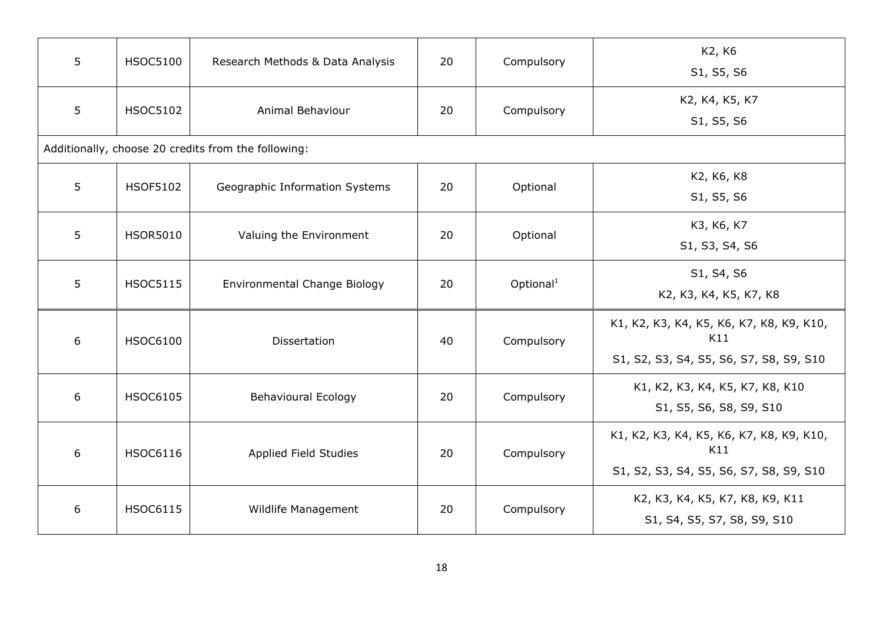| | | | | | |
|---|---|---|---|---|---|
| 5 | HSOC5100 | Research Methods & Data Analysis | 20 | Compulsory | K2, K6<br>S1, S5, S6 |
| 5 | HSOC5102 | Animal Behaviour | 20 | Compulsory | K2, K4, K5, K7<br>S1, S5, S6 |
| Additionally, choose 20 credits from the following: | | | | | |
| 5 | HSOF5102 | Geographic Information Systems | 20 | Optional | K2, K6, K8<br>S1, S5, S6 |
| 5 | HSOR5010 | Valuing the Environment | 20 | Optional | K3, K6, K7<br>S1, S3, S4, S6 |
| 5 | HSOC5115 | Environmental Change Biology | 20 | Optional[1] | S1, S4, S6<br>K2, K3, K4, K5, K7, K8 |
| 6 | HSOC6100 | Dissertation | 40 | Compulsory | K1, K2, K3, K4, K5, K6, K7, K8, K9, K10, K11<br>S1, S2, S3, S4, S5, S6, S7, S8, S9, S10 |
| 6 | HSOC6105 | Behavioural Ecology | 20 | Compulsory | K1, K2, K3, K4, K5, K7, K8, K10<br>S1, S5, S6, S8, S9, S10 |
| 6 | HSOC6116 | Applied Field Studies | 20 | Compulsory | K1, K2, K3, K4, K5, K6, K7, K8, K9, K10, K11<br>S1, S2, S3, S4, S5, S6, S7, S8, S9, S10 |
| 6 | HSOC6115 | Wildlife Management | 20 | Compulsory | K2, K3, K4, K5, K7, K8, K9, K11<br>S1, S4, S5, S7, S8, S9, S10 |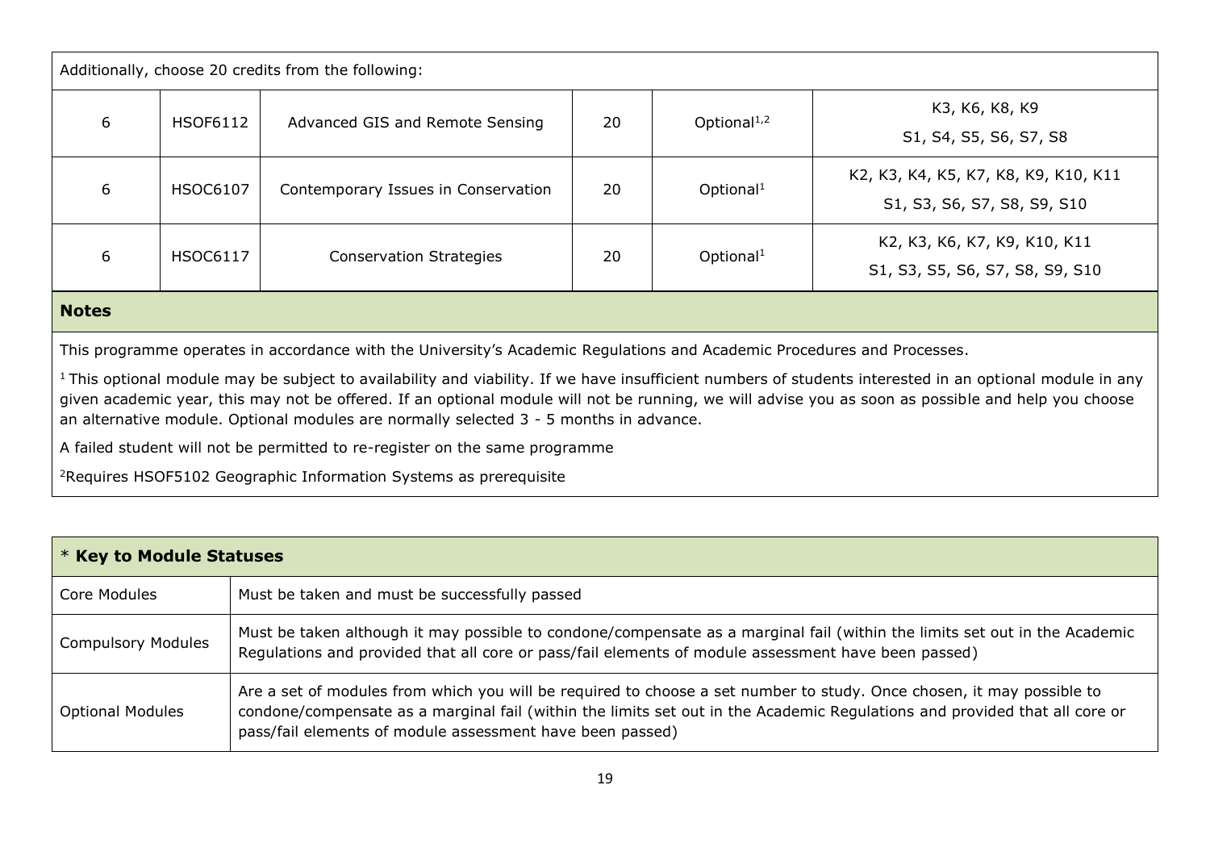| Additionally, choose 20 credits from the following: | | | | | |
|---|---|---|---|---|---|
| 6 | HSOF6112 | Advanced GIS and Remote Sensing | 20 | Optional[1,2] | K3, K6, K8, K9<br>S1, S4, S5, S6, S7, S8 |
| 6 | HSOC6107 | Contemporary Issues in Conservation | 20 | Optional[1] | K2, K3, K4, K5, K7, K8, K9, K10, K11<br>S1, S3, S6, S7, S8, S9, S10 |
| 6 | HSOC6117 | Conservation Strategies | 20 | Optional[1] | K2, K3, K6, K7, K9, K10, K11<br>S1, S3, S5, S6, S7, S8, S9, S10 |

**Notes**

This programme operates in accordance with the University's Academic Regulations and Academic Procedures and Processes.

[1] This optional module may be subject to availability and viability. If we have insufficient numbers of students interested in an optional module in any given academic year, this may not be offered. If an optional module will not be running, we will advise you as soon as possible and help you choose an alternative module. Optional modules are normally selected 3 - 5 months in advance.

A failed student will not be permitted to re-register on the same programme

[2] Requires HSOF5102 Geographic Information Systems as prerequisite

| * **Key to Module Statuses** | |
|---|---|
| Core Modules | Must be taken and must be successfully passed |
| Compulsory Modules | Must be taken although it may possible to condone/compensate as a marginal fail (within the limits set out in the Academic Regulations and provided that all core or pass/fail elements of module assessment have been passed) |
| Optional Modules | Are a set of modules from which you will be required to choose a set number to study. Once chosen, it may possible to condone/compensate as a marginal fail (within the limits set out in the Academic Regulations and provided that all core or pass/fail elements of module assessment have been passed) |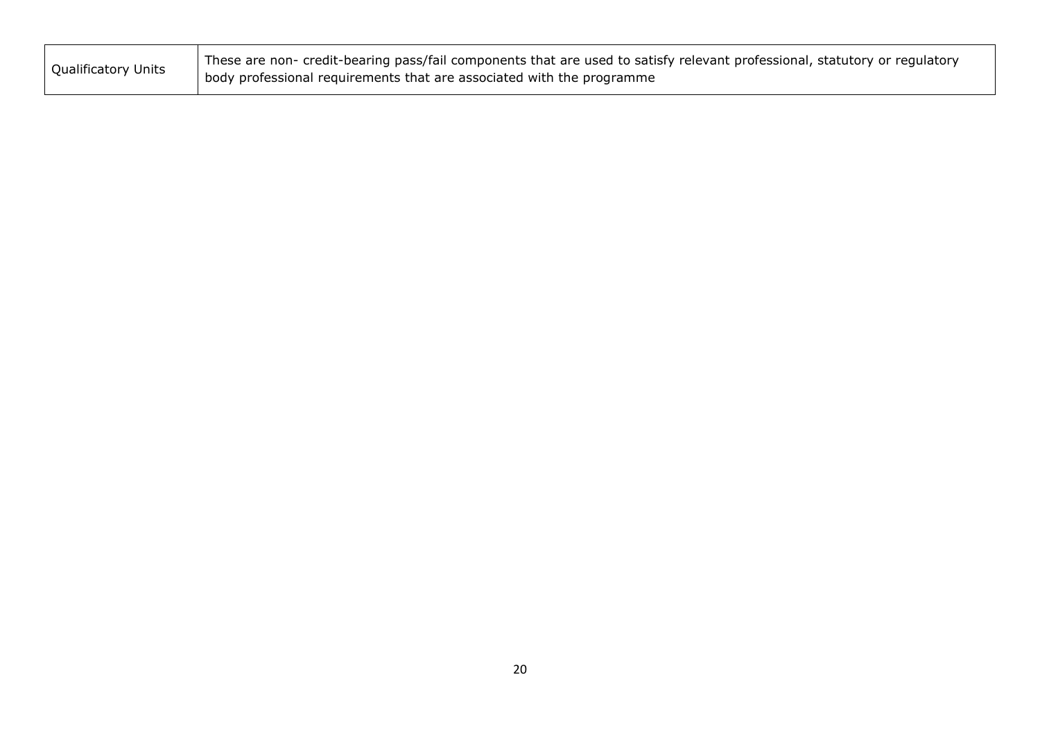| | |
|---|---|
| Qualificatory Units | These are non- credit-bearing pass/fail components that are used to satisfy relevant professional, statutory or regulatory body professional requirements that are associated with the programme |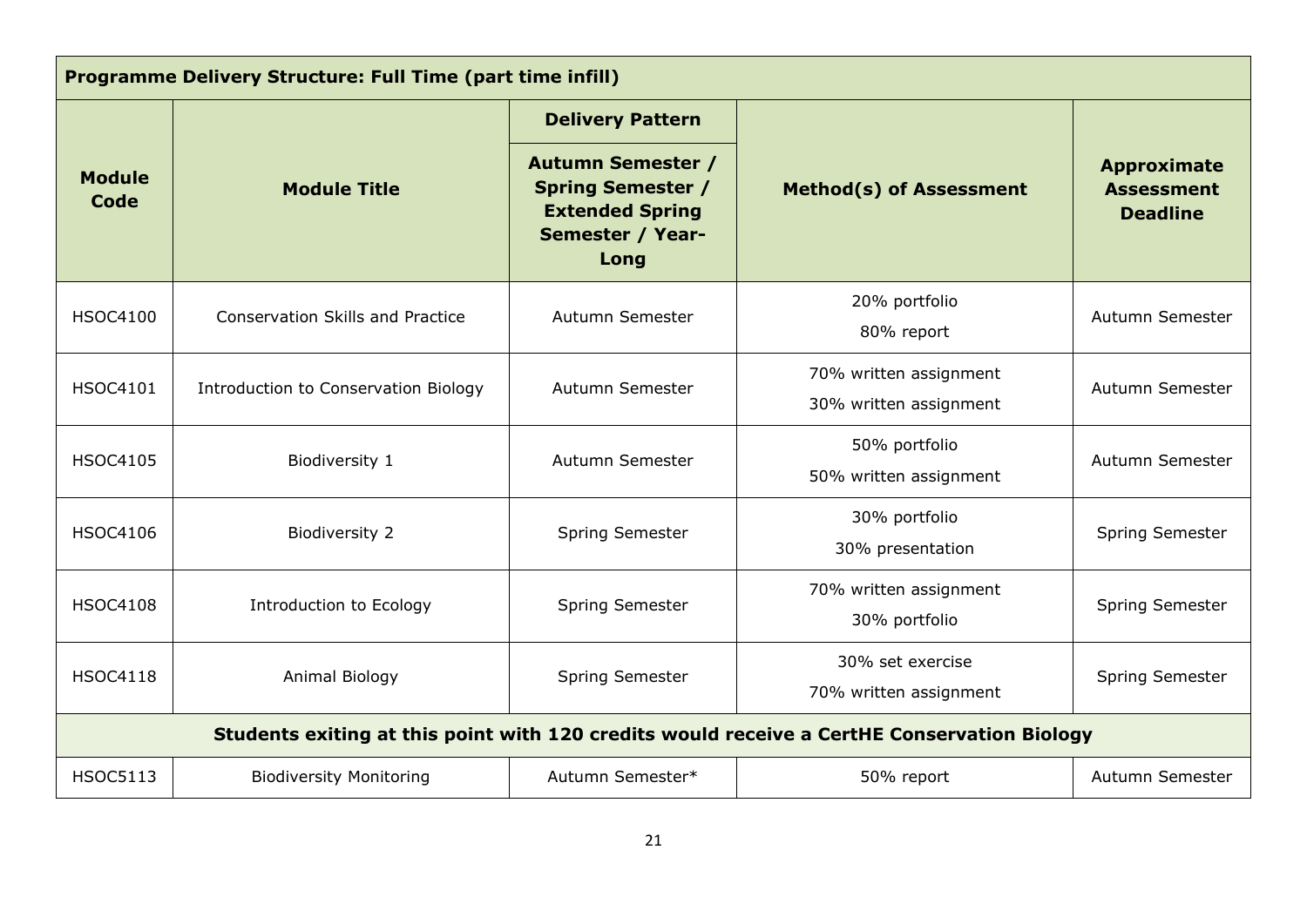| **Programme Delivery Structure: Full Time (part time infill)** | | | | |
|---|---|---|---|---|
| **Module Code** | **Module Title** | **Delivery Pattern**<br>**Autumn Semester / Spring Semester / Extended Spring Semester / Year-Long** | **Method(s) of Assessment** | **Approximate Assessment Deadline** |
| HSOC4100 | Conservation Skills and Practice | Autumn Semester | 20% portfolio<br>80% report | Autumn Semester |
| HSOC4101 | Introduction to Conservation Biology | Autumn Semester | 70% written assignment<br>30% written assignment | Autumn Semester |
| HSOC4105 | Biodiversity 1 | Autumn Semester | 50% portfolio<br>50% written assignment | Autumn Semester |
| HSOC4106 | Biodiversity 2 | Spring Semester | 30% portfolio<br>30% presentation | Spring Semester |
| HSOC4108 | Introduction to Ecology | Spring Semester | 70% written assignment<br>30% portfolio | Spring Semester |
| HSOC4118 | Animal Biology | Spring Semester | 30% set exercise<br>70% written assignment | Spring Semester |
| **Students exiting at this point with 120 credits would receive a CertHE Conservation Biology** | | | | |
| HSOC5113 | Biodiversity Monitoring | Autumn Semester* | 50% report | Autumn Semester |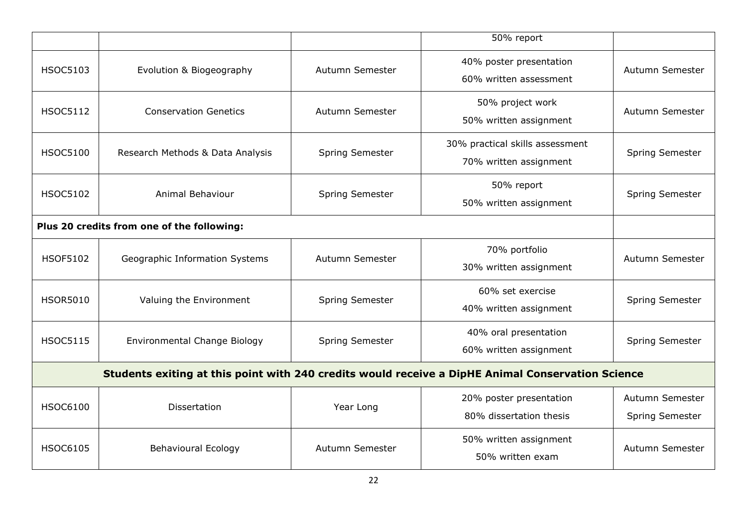| | | | | |
|---|---|---|---|---|
| | | | 50% report | |
| HSOC5103 | Evolution & Biogeography | Autumn Semester | 40% poster presentation<br>60% written assessment | Autumn Semester |
| HSOC5112 | Conservation Genetics | Autumn Semester | 50% project work<br>50% written assignment | Autumn Semester |
| HSOC5100 | Research Methods & Data Analysis | Spring Semester | 30% practical skills assessment<br>70% written assignment | Spring Semester |
| HSOC5102 | Animal Behaviour | Spring Semester | 50% report<br>50% written assignment | Spring Semester |
| **Plus 20 credits from one of the following:** | | | | |
| HSOF5102 | Geographic Information Systems | Autumn Semester | 70% portfolio<br>30% written assignment | Autumn Semester |
| HSOR5010 | Valuing the Environment | Spring Semester | 60% set exercise<br>40% written assignment | Spring Semester |
| HSOC5115 | Environmental Change Biology | Spring Semester | 40% oral presentation<br>60% written assignment | Spring Semester |
| **Students exiting at this point with 240 credits would receive a DipHE Animal Conservation Science** | | | | |
| HSOC6100 | Dissertation | Year Long | 20% poster presentation<br>80% dissertation thesis | Autumn Semester<br>Spring Semester |
| HSOC6105 | Behavioural Ecology | Autumn Semester | 50% written assignment<br>50% written exam | Autumn Semester |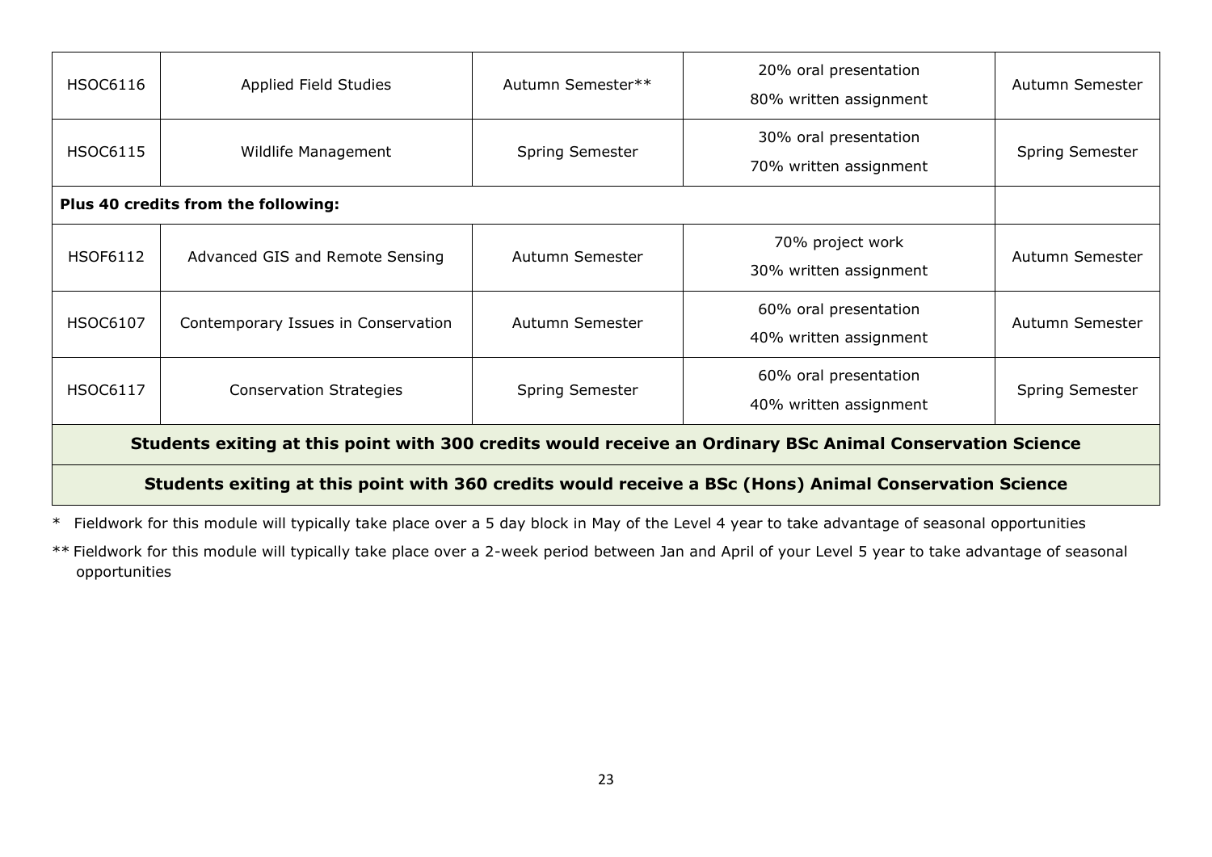| | | | | |
|---|---|---|---|---|
| HSOC6116 | Applied Field Studies | Autumn Semester** | 20% oral presentation<br>80% written assignment | Autumn Semester |
| HSOC6115 | Wildlife Management | Spring Semester | 30% oral presentation<br>70% written assignment | Spring Semester |
| **Plus 40 credits from the following:** | | | | |
| HSOF6112 | Advanced GIS and Remote Sensing | Autumn Semester | 70% project work<br>30% written assignment | Autumn Semester |
| HSOC6107 | Contemporary Issues in Conservation | Autumn Semester | 60% oral presentation<br>40% written assignment | Autumn Semester |
| HSOC6117 | Conservation Strategies | Spring Semester | 60% oral presentation<br>40% written assignment | Spring Semester |
| **Students exiting at this point with 300 credits would receive an Ordinary BSc Animal Conservation Science** | | | | |
| **Students exiting at this point with 360 credits would receive a BSc (Hons) Animal Conservation Science** | | | | |

\* Fieldwork for this module will typically take place over a 5 day block in May of the Level 4 year to take advantage of seasonal opportunities

** Fieldwork for this module will typically take place over a 2-week period between Jan and April of your Level 5 year to take advantage of seasonal opportunities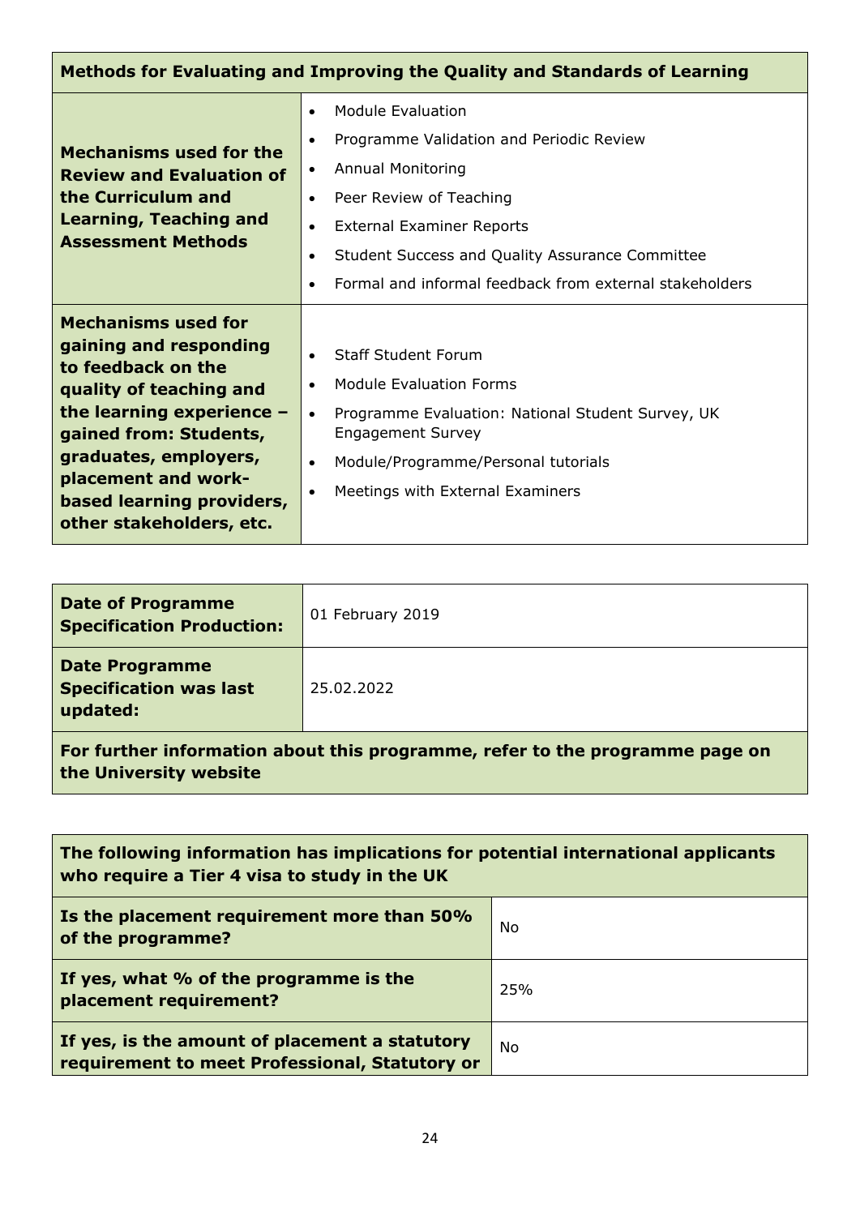| Methods for Evaluating and Improving the Quality and Standards of Learning | |
|---|---|
| **Mechanisms used for the Review and Evaluation of the Curriculum and Learning, Teaching and Assessment Methods** | • Module Evaluation<br>• Programme Validation and Periodic Review<br>• Annual Monitoring<br>• Peer Review of Teaching<br>• External Examiner Reports<br>• Student Success and Quality Assurance Committee<br>• Formal and informal feedback from external stakeholders |
| **Mechanisms used for gaining and responding to feedback on the quality of teaching and the learning experience – gained from: Students, graduates, employers, placement and work-based learning providers, other stakeholders, etc.** | • Staff Student Forum<br>• Module Evaluation Forms<br>• Programme Evaluation: National Student Survey, UK Engagement Survey<br>• Module/Programme/Personal tutorials<br>• Meetings with External Examiners |

| | |
|---|---|
| **Date of Programme Specification Production:** | 01 February 2019 |
| **Date Programme Specification was last updated:** | 25.02.2022 |
| **For further information about this programme, refer to the programme page on the University website** | |

| The following information has implications for potential international applicants who require a Tier 4 visa to study in the UK | |
|---|---|
| **Is the placement requirement more than 50% of the programme?** | No |
| **If yes, what % of the programme is the placement requirement?** | 25% |
| **If yes, is the amount of placement a statutory requirement to meet Professional, Statutory or** | No |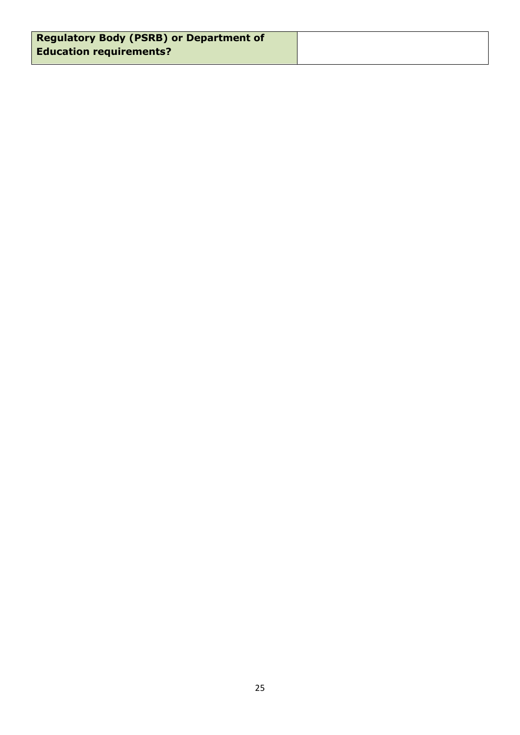| | |
|---|---|
| **Regulatory Body (PSRB) or Department of Education requirements?** | |